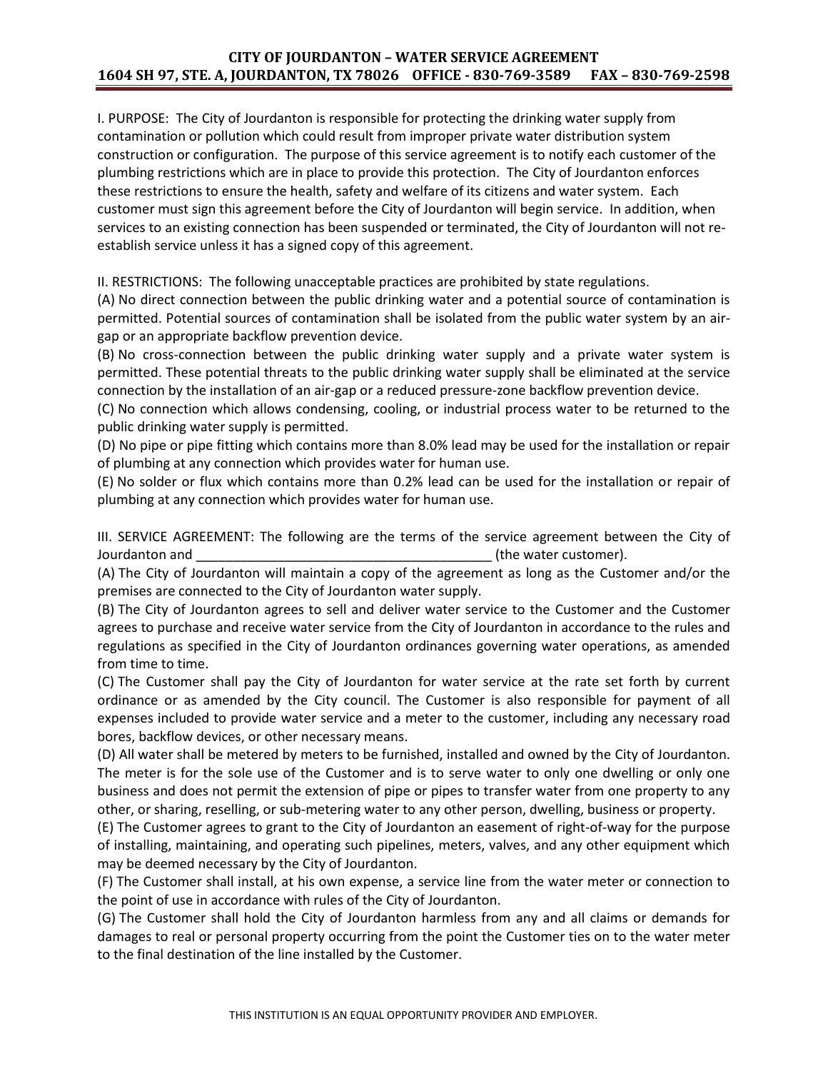# CITY OF JOURDANTON – WATER SERVICE AGREEMENT

**1604 SH 97, STE. A, JOURDANTON, TX 78026 OFFICE - 830-769-3589 FAX – 830-769-2598**

I. PURPOSE: The City of Jourdanton is responsible for protecting the drinking water supply from contamination or pollution which could result from improper private water distribution system construction or configuration. The purpose of this service agreement is to notify each customer of the plumbing restrictions which are in place to provide this protection. The City of Jourdanton enforces these restrictions to ensure the health, safety and welfare of its citizens and water system. Each customer must sign this agreement before the City of Jourdanton will begin service. In addition, when services to an existing connection has been suspended or terminated, the City of Jourdanton will not re-establish service unless it has a signed copy of this agreement.

II. RESTRICTIONS: The following unacceptable practices are prohibited by state regulations.

(A) No direct connection between the public drinking water and a potential source of contamination is permitted. Potential sources of contamination shall be isolated from the public water system by an air-gap or an appropriate backflow prevention device.

(B) No cross-connection between the public drinking water supply and a private water system is permitted. These potential threats to the public drinking water supply shall be eliminated at the service connection by the installation of an air-gap or a reduced pressure-zone backflow prevention device.

(C) No connection which allows condensing, cooling, or industrial process water to be returned to the public drinking water supply is permitted.

(D) No pipe or pipe fitting which contains more than 8.0% lead may be used for the installation or repair of plumbing at any connection which provides water for human use.

(E) No solder or flux which contains more than 0.2% lead can be used for the installation or repair of plumbing at any connection which provides water for human use.

III. SERVICE AGREEMENT: The following are the terms of the service agreement between the City of Jourdanton and ________________________________________ (the water customer).

(A) The City of Jourdanton will maintain a copy of the agreement as long as the Customer and/or the premises are connected to the City of Jourdanton water supply.

(B) The City of Jourdanton agrees to sell and deliver water service to the Customer and the Customer agrees to purchase and receive water service from the City of Jourdanton in accordance to the rules and regulations as specified in the City of Jourdanton ordinances governing water operations, as amended from time to time.

(C) The Customer shall pay the City of Jourdanton for water service at the rate set forth by current ordinance or as amended by the City council. The Customer is also responsible for payment of all expenses included to provide water service and a meter to the customer, including any necessary road bores, backflow devices, or other necessary means.

(D) All water shall be metered by meters to be furnished, installed and owned by the City of Jourdanton. The meter is for the sole use of the Customer and is to serve water to only one dwelling or only one business and does not permit the extension of pipe or pipes to transfer water from one property to any other, or sharing, reselling, or sub-metering water to any other person, dwelling, business or property.

(E) The Customer agrees to grant to the City of Jourdanton an easement of right-of-way for the purpose of installing, maintaining, and operating such pipelines, meters, valves, and any other equipment which may be deemed necessary by the City of Jourdanton.

(F) The Customer shall install, at his own expense, a service line from the water meter or connection to the point of use in accordance with rules of the City of Jourdanton.

(G) The Customer shall hold the City of Jourdanton harmless from any and all claims or demands for damages to real or personal property occurring from the point the Customer ties on to the water meter to the final destination of the line installed by the Customer.

THIS INSTITUTION IS AN EQUAL OPPORTUNITY PROVIDER AND EMPLOYER.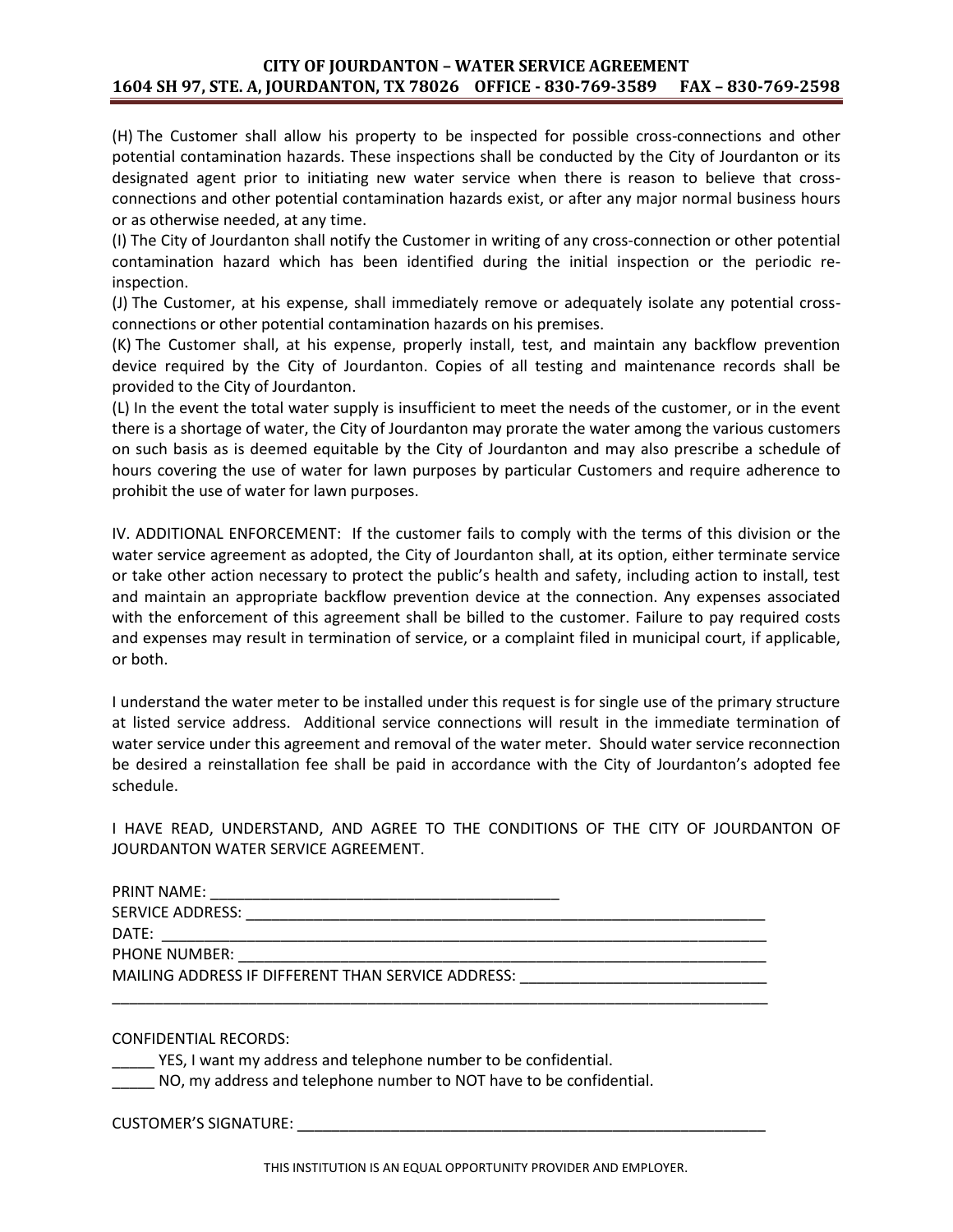(H) The Customer shall allow his property to be inspected for possible cross-connections and other potential contamination hazards. These inspections shall be conducted by the City of Jourdanton or its designated agent prior to initiating new water service when there is reason to believe that cross-connections and other potential contamination hazards exist, or after any major normal business hours or as otherwise needed, at any time.

(I) The City of Jourdanton shall notify the Customer in writing of any cross-connection or other potential contamination hazard which has been identified during the initial inspection or the periodic re-inspection.

(J) The Customer, at his expense, shall immediately remove or adequately isolate any potential cross-connections or other potential contamination hazards on his premises.

(K) The Customer shall, at his expense, properly install, test, and maintain any backflow prevention device required by the City of Jourdanton. Copies of all testing and maintenance records shall be provided to the City of Jourdanton.

(L) In the event the total water supply is insufficient to meet the needs of the customer, or in the event there is a shortage of water, the City of Jourdanton may prorate the water among the various customers on such basis as is deemed equitable by the City of Jourdanton and may also prescribe a schedule of hours covering the use of water for lawn purposes by particular Customers and require adherence to prohibit the use of water for lawn purposes.

IV. ADDITIONAL ENFORCEMENT: If the customer fails to comply with the terms of this division or the water service agreement as adopted, the City of Jourdanton shall, at its option, either terminate service or take other action necessary to protect the public's health and safety, including action to install, test and maintain an appropriate backflow prevention device at the connection. Any expenses associated with the enforcement of this agreement shall be billed to the customer. Failure to pay required costs and expenses may result in termination of service, or a complaint filed in municipal court, if applicable, or both.

I understand the water meter to be installed under this request is for single use of the primary structure at listed service address. Additional service connections will result in the immediate termination of water service under this agreement and removal of the water meter. Should water service reconnection be desired a reinstallation fee shall be paid in accordance with the City of Jourdanton's adopted fee schedule.

I HAVE READ, UNDERSTAND, AND AGREE TO THE CONDITIONS OF THE CITY OF JOURDANTON OF JOURDANTON WATER SERVICE AGREEMENT.

PRINT NAME: ________________________________________

SERVICE ADDRESS: ____________________________________________________________

DATE: ____________________________________________________________________

PHONE NUMBER: ______________________________________________________________

MAILING ADDRESS IF DIFFERENT THAN SERVICE ADDRESS: ____________________________

_______________________________________________________________________________

CONFIDENTIAL RECORDS:

_____ YES, I want my address and telephone number to be confidential.

_____ NO, my address and telephone number to NOT have to be confidential.

CUSTOMER'S SIGNATURE: ______________________________________________________

THIS INSTITUTION IS AN EQUAL OPPORTUNITY PROVIDER AND EMPLOYER.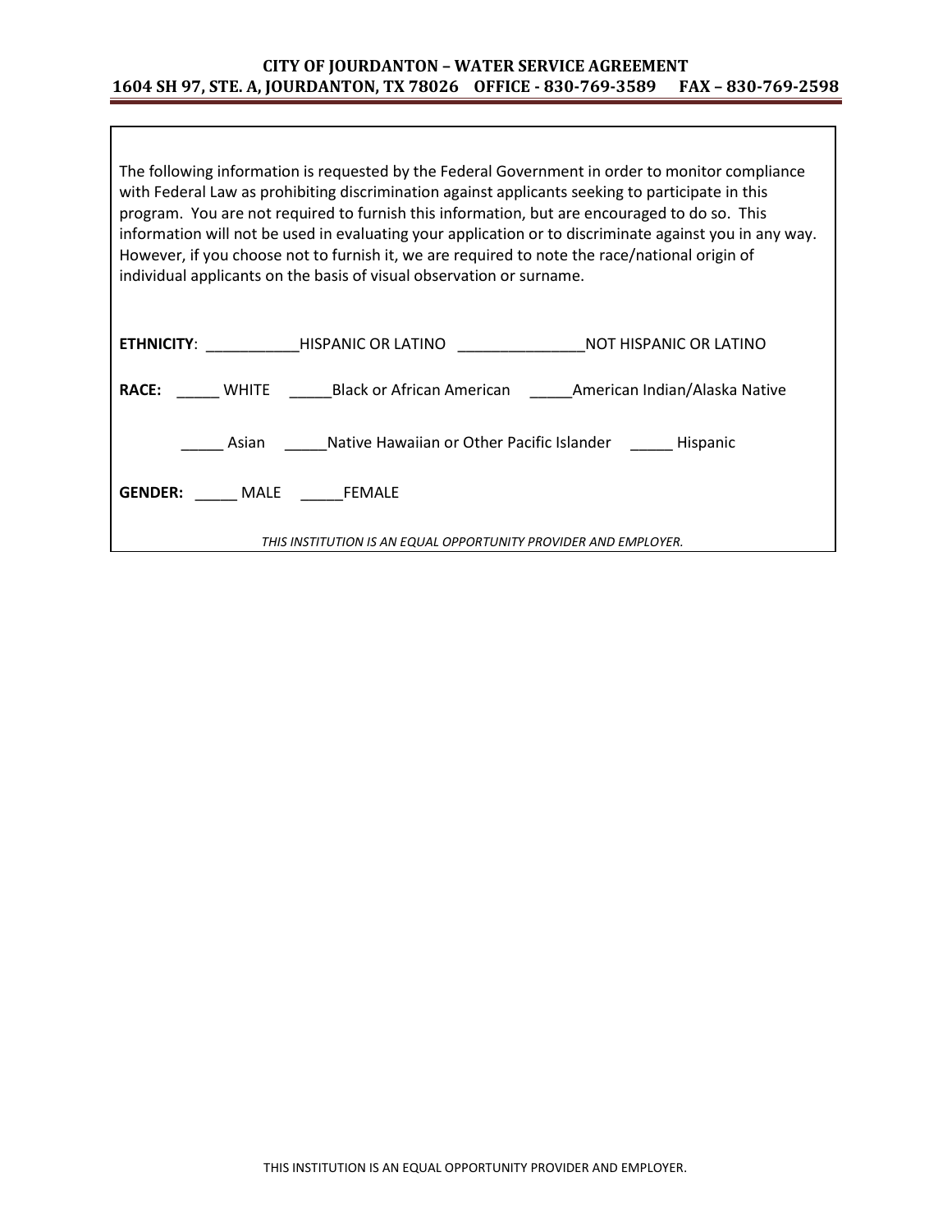The following information is requested by the Federal Government in order to monitor compliance with Federal Law as prohibiting discrimination against applicants seeking to participate in this program. You are not required to furnish this information, but are encouraged to do so. This information will not be used in evaluating your application or to discriminate against you in any way. However, if you choose not to furnish it, we are required to note the race/national origin of individual applicants on the basis of visual observation or surname.

**ETHNICITY**: ___________HISPANIC OR LATINO _______________NOT HISPANIC OR LATINO

**RACE:** _____ WHITE _____Black or African American _____American Indian/Alaska Native

_____ Asian _____Native Hawaiian or Other Pacific Islander _____ Hispanic

**GENDER:** _____ MALE _____FEMALE

*THIS INSTITUTION IS AN EQUAL OPPORTUNITY PROVIDER AND EMPLOYER.*